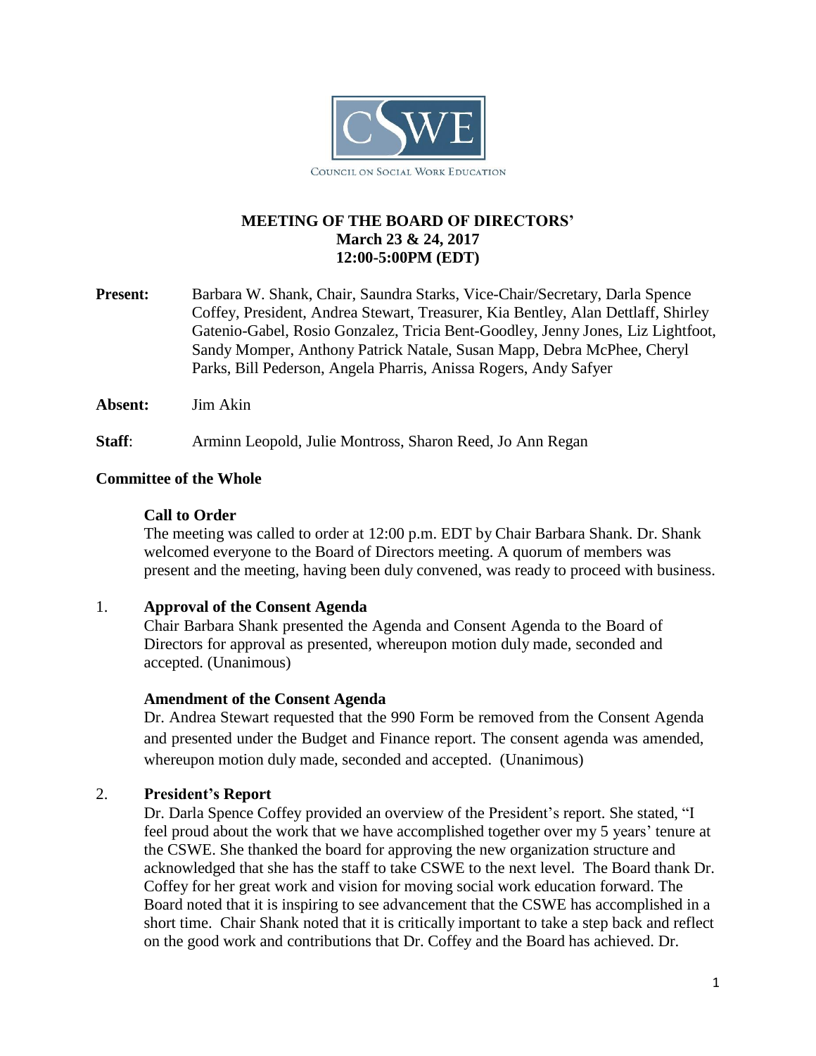CSWE

COUNCIL ON SOCIAL WORK EDUCATION

# MEETING OF THE BOARD OF DIRECTORS'
## March 23 & 24, 2017
## 12:00-5:00PM (EDT)

**Present:** Barbara W. Shank, Chair, Saundra Starks, Vice-Chair/Secretary, Darla Spence Coffey, President, Andrea Stewart, Treasurer, Kia Bentley, Alan Dettlaff, Shirley Gatenio-Gabel, Rosio Gonzalez, Tricia Bent-Goodley, Jenny Jones, Liz Lightfoot, Sandy Momper, Anthony Patrick Natale, Susan Mapp, Debra McPhee, Cheryl Parks, Bill Pederson, Angela Pharris, Anissa Rogers, Andy Safyer

**Absent:** Jim Akin

**Staff**: Arminn Leopold, Julie Montross, Sharon Reed, Jo Ann Regan

### Committee of the Whole

**Call to Order**

The meeting was called to order at 12:00 p.m. EDT by Chair Barbara Shank. Dr. Shank welcomed everyone to the Board of Directors meeting. A quorum of members was present and the meeting, having been duly convened, was ready to proceed with business.

1. **Approval of the Consent Agenda**

   Chair Barbara Shank presented the Agenda and Consent Agenda to the Board of Directors for approval as presented, whereupon motion duly made, seconded and accepted. (Unanimous)

   **Amendment of the Consent Agenda**

   Dr. Andrea Stewart requested that the 990 Form be removed from the Consent Agenda and presented under the Budget and Finance report. The consent agenda was amended, whereupon motion duly made, seconded and accepted. (Unanimous)

2. **President's Report**

   Dr. Darla Spence Coffey provided an overview of the President's report. She stated, "I feel proud about the work that we have accomplished together over my 5 years' tenure at the CSWE. She thanked the board for approving the new organization structure and acknowledged that she has the staff to take CSWE to the next level. The Board thank Dr. Coffey for her great work and vision for moving social work education forward. The Board noted that it is inspiring to see advancement that the CSWE has accomplished in a short time. Chair Shank noted that it is critically important to take a step back and reflect on the good work and contributions that Dr. Coffey and the Board has achieved. Dr.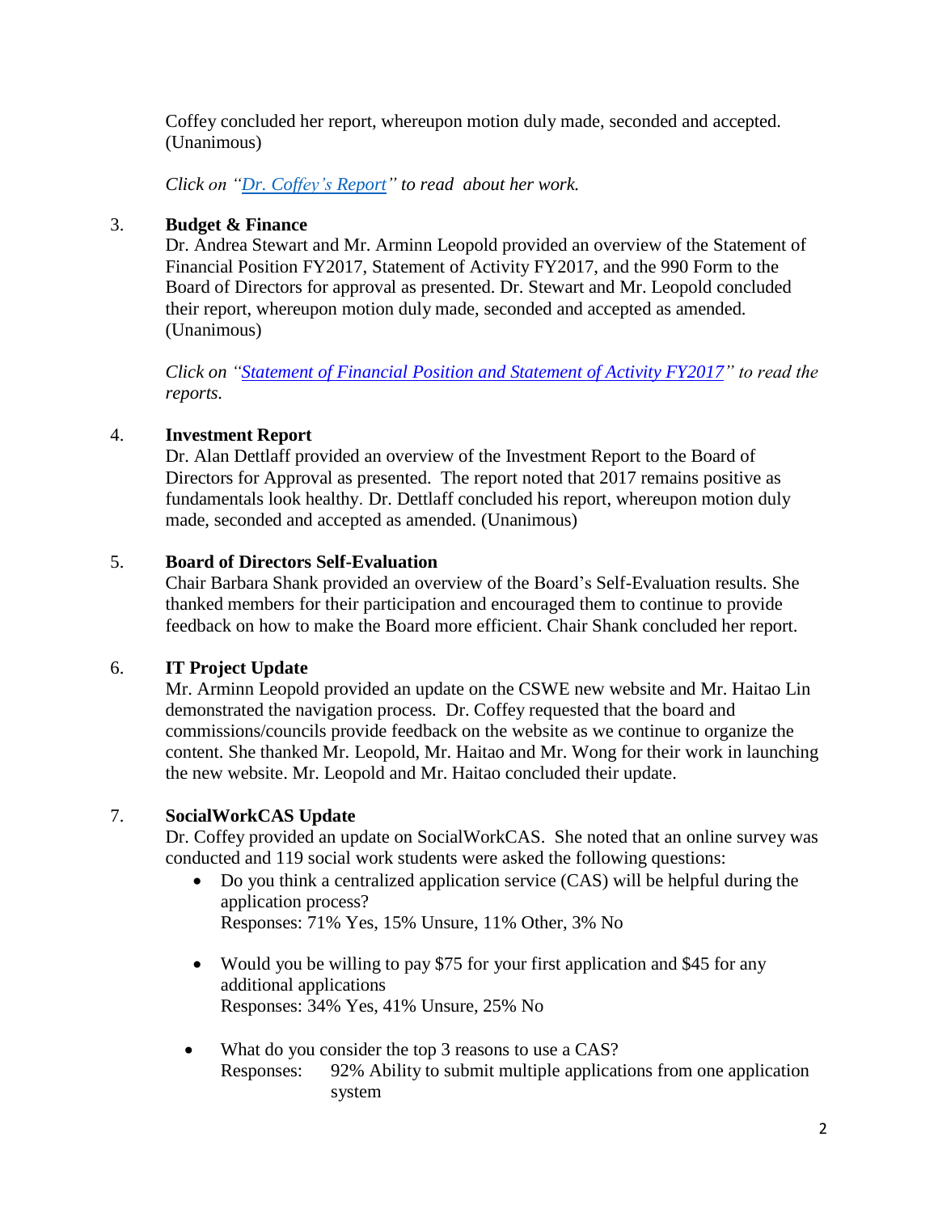Coffey concluded her report, whereupon motion duly made, seconded and accepted. (Unanimous)

*Click on "Dr. Coffey's Report" to read about her work.*

3. **Budget & Finance**
   Dr. Andrea Stewart and Mr. Arminn Leopold provided an overview of the Statement of Financial Position FY2017, Statement of Activity FY2017, and the 990 Form to the Board of Directors for approval as presented. Dr. Stewart and Mr. Leopold concluded their report, whereupon motion duly made, seconded and accepted as amended. (Unanimous)

   *Click on "Statement of Financial Position and Statement of Activity FY2017" to read the reports.*

4. **Investment Report**
   Dr. Alan Dettlaff provided an overview of the Investment Report to the Board of Directors for Approval as presented. The report noted that 2017 remains positive as fundamentals look healthy. Dr. Dettlaff concluded his report, whereupon motion duly made, seconded and accepted as amended. (Unanimous)

5. **Board of Directors Self-Evaluation**
   Chair Barbara Shank provided an overview of the Board's Self-Evaluation results. She thanked members for their participation and encouraged them to continue to provide feedback on how to make the Board more efficient. Chair Shank concluded her report.

6. **IT Project Update**
   Mr. Arminn Leopold provided an update on the CSWE new website and Mr. Haitao Lin demonstrated the navigation process. Dr. Coffey requested that the board and commissions/councils provide feedback on the website as we continue to organize the content. She thanked Mr. Leopold, Mr. Haitao and Mr. Wong for their work in launching the new website. Mr. Leopold and Mr. Haitao concluded their update.

7. **SocialWorkCAS Update**
   Dr. Coffey provided an update on SocialWorkCAS. She noted that an online survey was conducted and 119 social work students were asked the following questions:

   - Do you think a centralized application service (CAS) will be helpful during the application process?
     Responses: 71% Yes, 15% Unsure, 11% Other, 3% No

   - Would you be willing to pay $75 for your first application and $45 for any additional applications
     Responses: 34% Yes, 41% Unsure, 25% No

   - What do you consider the top 3 reasons to use a CAS?
     Responses: 92% Ability to submit multiple applications from one application system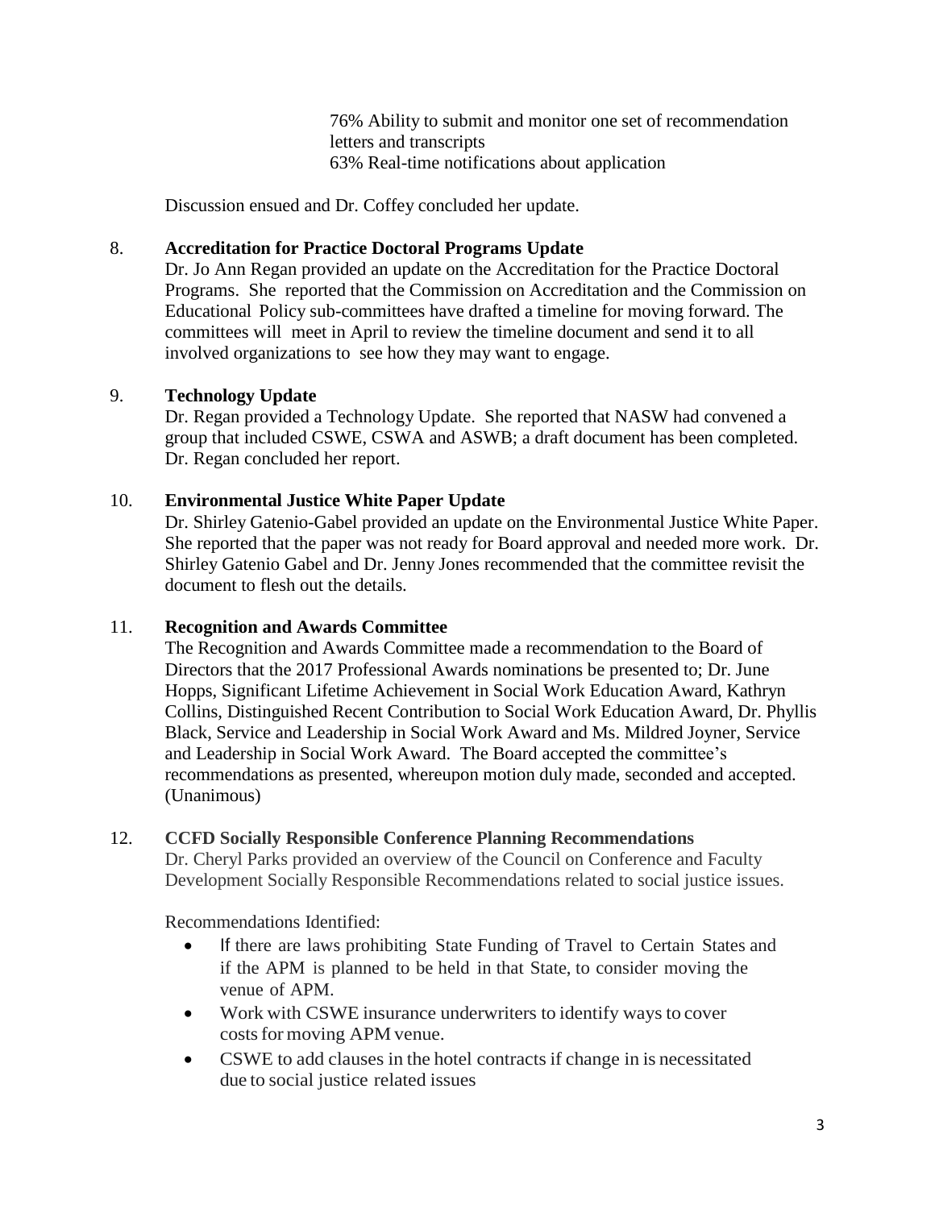76% Ability to submit and monitor one set of recommendation letters and transcripts
63% Real-time notifications about application

Discussion ensued and Dr. Coffey concluded her update.

8. **Accreditation for Practice Doctoral Programs Update**
Dr. Jo Ann Regan provided an update on the Accreditation for the Practice Doctoral Programs. She reported that the Commission on Accreditation and the Commission on Educational Policy sub-committees have drafted a timeline for moving forward. The committees will meet in April to review the timeline document and send it to all involved organizations to see how they may want to engage.

9. **Technology Update**
Dr. Regan provided a Technology Update. She reported that NASW had convened a group that included CSWE, CSWA and ASWB; a draft document has been completed. Dr. Regan concluded her report.

10. **Environmental Justice White Paper Update**
Dr. Shirley Gatenio-Gabel provided an update on the Environmental Justice White Paper. She reported that the paper was not ready for Board approval and needed more work. Dr. Shirley Gatenio Gabel and Dr. Jenny Jones recommended that the committee revisit the document to flesh out the details.

11. **Recognition and Awards Committee**
The Recognition and Awards Committee made a recommendation to the Board of Directors that the 2017 Professional Awards nominations be presented to; Dr. June Hopps, Significant Lifetime Achievement in Social Work Education Award, Kathryn Collins, Distinguished Recent Contribution to Social Work Education Award, Dr. Phyllis Black, Service and Leadership in Social Work Award and Ms. Mildred Joyner, Service and Leadership in Social Work Award. The Board accepted the committee's recommendations as presented, whereupon motion duly made, seconded and accepted. (Unanimous)

12. **CCFD Socially Responsible Conference Planning Recommendations**
Dr. Cheryl Parks provided an overview of the Council on Conference and Faculty Development Socially Responsible Recommendations related to social justice issues.

Recommendations Identified:

- If there are laws prohibiting State Funding of Travel to Certain States and if the APM is planned to be held in that State, to consider moving the venue of APM.
- Work with CSWE insurance underwriters to identify ways to cover costs for moving APM venue.
- CSWE to add clauses in the hotel contracts if change in is necessitated due to social justice related issues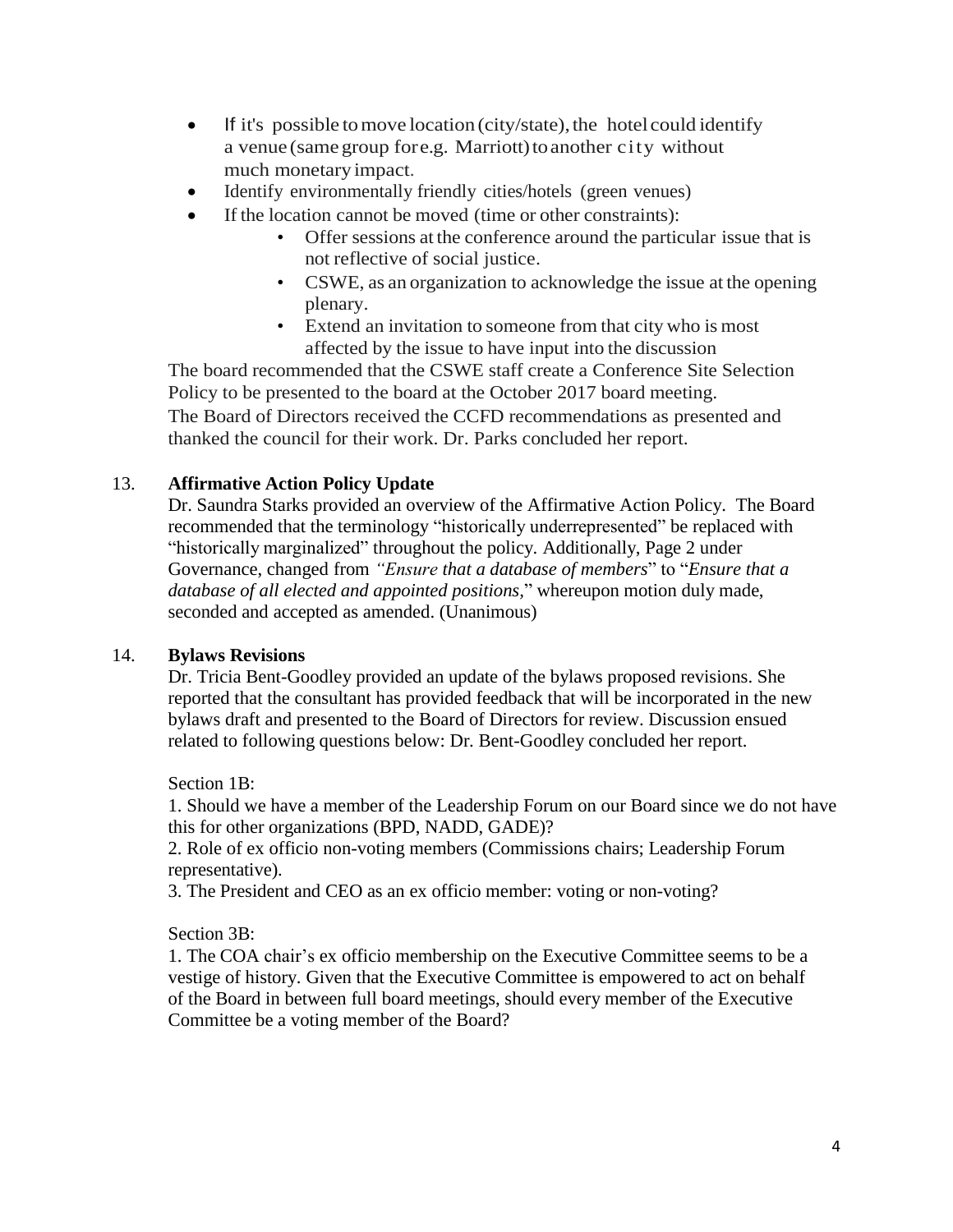- If it's possible to move location (city/state), the hotel could identify a venue (same group for e.g. Marriott) to another city without much monetary impact.
- Identify environmentally friendly cities/hotels (green venues)
- If the location cannot be moved (time or other constraints):
    - Offer sessions at the conference around the particular issue that is not reflective of social justice.
    - CSWE, as an organization to acknowledge the issue at the opening plenary.
    - Extend an invitation to someone from that city who is most affected by the issue to have input into the discussion

The board recommended that the CSWE staff create a Conference Site Selection Policy to be presented to the board at the October 2017 board meeting.
The Board of Directors received the CCFD recommendations as presented and thanked the council for their work. Dr. Parks concluded her report.

13. **Affirmative Action Policy Update**

Dr. Saundra Starks provided an overview of the Affirmative Action Policy. The Board recommended that the terminology "historically underrepresented" be replaced with "historically marginalized" throughout the policy. Additionally, Page 2 under Governance, changed from *"Ensure that a database of members*" to "*Ensure that a database of all elected and appointed positions*," whereupon motion duly made, seconded and accepted as amended. (Unanimous)

14. **Bylaws Revisions**

Dr. Tricia Bent-Goodley provided an update of the bylaws proposed revisions. She reported that the consultant has provided feedback that will be incorporated in the new bylaws draft and presented to the Board of Directors for review. Discussion ensued related to following questions below: Dr. Bent-Goodley concluded her report.

Section 1B:

1. Should we have a member of the Leadership Forum on our Board since we do not have this for other organizations (BPD, NADD, GADE)?
2. Role of ex officio non-voting members (Commissions chairs; Leadership Forum representative).
3. The President and CEO as an ex officio member: voting or non-voting?

Section 3B:

1. The COA chair's ex officio membership on the Executive Committee seems to be a vestige of history. Given that the Executive Committee is empowered to act on behalf of the Board in between full board meetings, should every member of the Executive Committee be a voting member of the Board?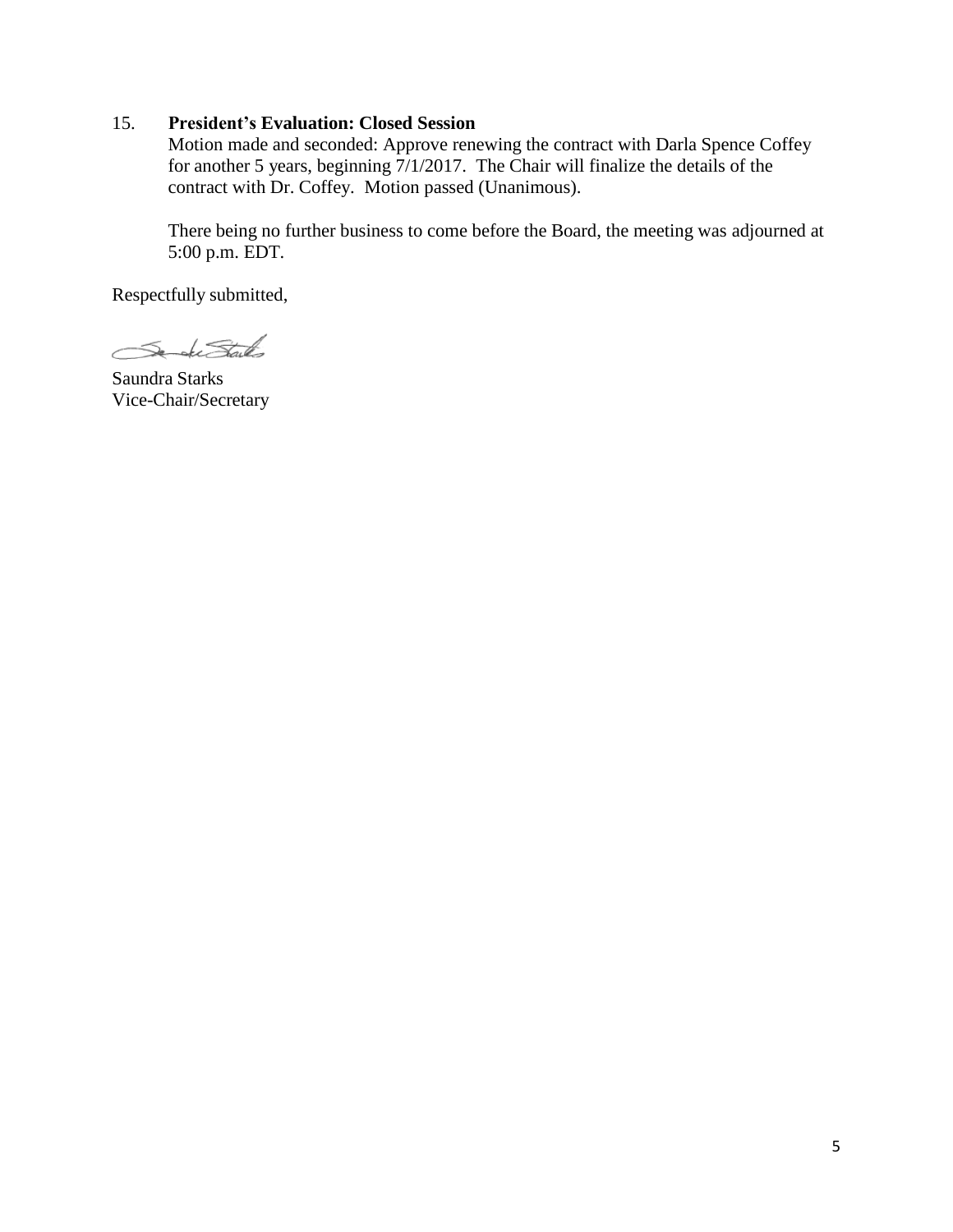15. **President's Evaluation: Closed Session**

Motion made and seconded: Approve renewing the contract with Darla Spence Coffey for another 5 years, beginning 7/1/2017. The Chair will finalize the details of the contract with Dr. Coffey. Motion passed (Unanimous).

There being no further business to come before the Board, the meeting was adjourned at 5:00 p.m. EDT.

Respectfully submitted,

Saundra Starks
Vice-Chair/Secretary